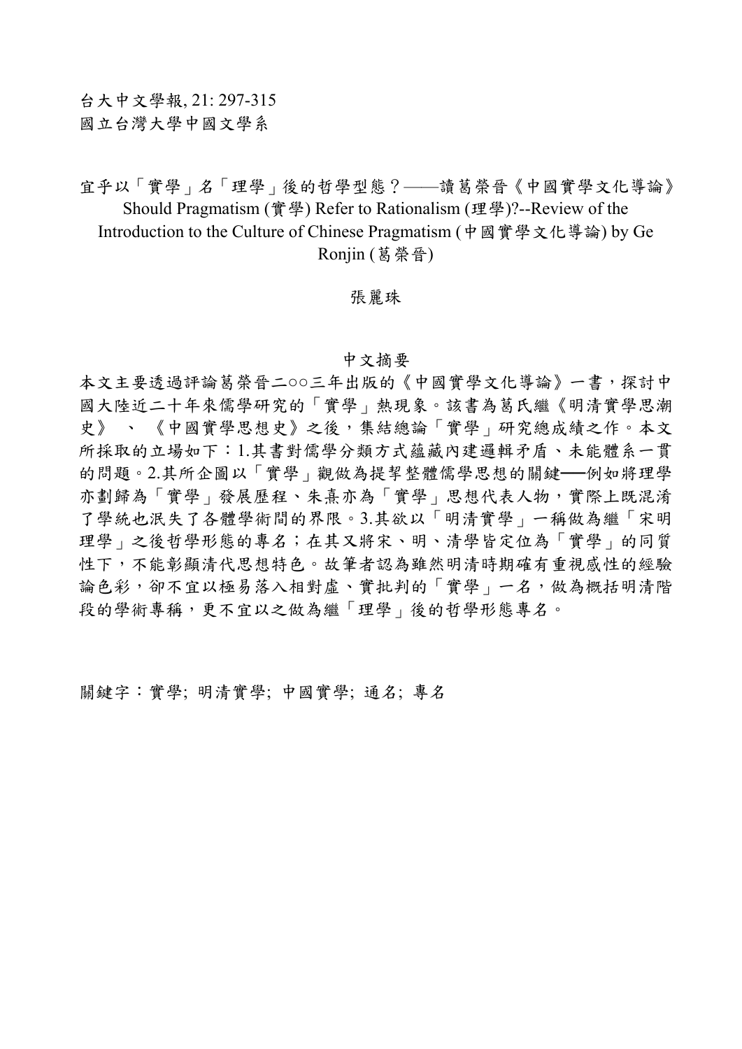台大中文學報, 21: 297-315
國立台灣大學中國文學系

# 宜乎以「實學」名「理學」後的哲學型態？——讀葛榮晉《中國實學文化導論》

# Should Pragmatism (實學) Refer to Rationalism (理學)?--Review of the Introduction to the Culture of Chinese Pragmatism (中國實學文化導論) by Ge Ronjin (葛榮晉)

張麗珠

## 中文摘要

本文主要透過評論葛榮晉二○○三年出版的《中國實學文化導論》一書，探討中國大陸近二十年來儒學研究的「實學」熱現象。該書為葛氏繼《明清實學思潮史》、《中國實學思想史》之後，集結總論「實學」研究總成績之作。本文所採取的立場如下：1.其書對儒學分類方式蘊藏內建邏輯矛盾、未能體系一貫的問題。2.其所企圖以「實學」觀做為提挈整體儒學思想的關鍵──例如將理學亦劃歸為「實學」發展歷程、朱熹亦為「實學」思想代表人物，實際上既混淆了學統也泯失了各體學術間的界限。3.其欲以「明清實學」一稱做為繼「宋明理學」之後哲學形態的專名；在其又將宋、明、清學皆定位為「實學」的同質性下，不能彰顯清代思想特色。故筆者認為雖然明清時期確有重視感性的經驗論色彩，卻不宜以極易落入相對虛、實批判的「實學」一名，做為概括明清階段的學術專稱，更不宜以之做為繼「理學」後的哲學形態專名。

關鍵字：實學; 明清實學; 中國實學; 通名; 專名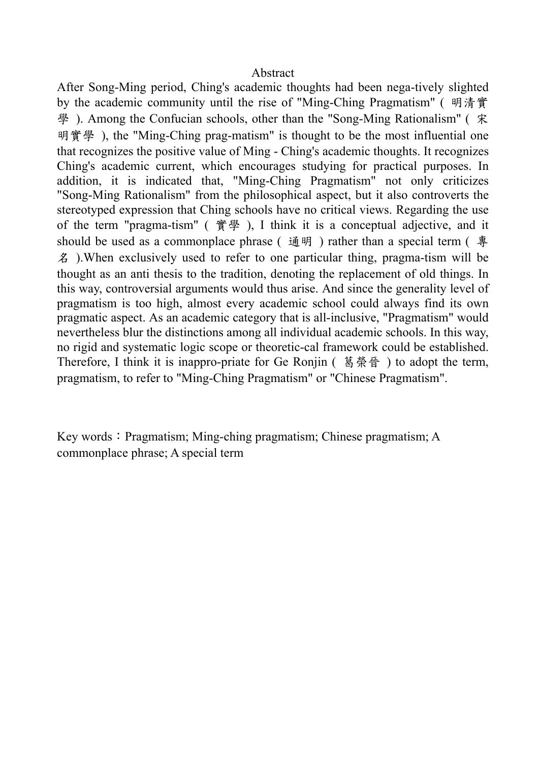# Abstract

After Song-Ming period, Ching's academic thoughts had been nega-tively slighted by the academic community until the rise of "Ming-Ching Pragmatism" ( 明清實學 ). Among the Confucian schools, other than the "Song-Ming Rationalism" ( 宋明實學 ), the "Ming-Ching prag-matism" is thought to be the most influential one that recognizes the positive value of Ming - Ching's academic thoughts. It recognizes Ching's academic current, which encourages studying for practical purposes. In addition, it is indicated that, "Ming-Ching Pragmatism" not only criticizes "Song-Ming Rationalism" from the philosophical aspect, but it also controverts the stereotyped expression that Ching schools have no critical views. Regarding the use of the term "pragma-tism" ( 實學 ), I think it is a conceptual adjective, and it should be used as a commonplace phrase ( 通明 ) rather than a special term ( 專名 ).When exclusively used to refer to one particular thing, pragma-tism will be thought as an anti thesis to the tradition, denoting the replacement of old things. In this way, controversial arguments would thus arise. And since the generality level of pragmatism is too high, almost every academic school could always find its own pragmatic aspect. As an academic category that is all-inclusive, "Pragmatism" would nevertheless blur the distinctions among all individual academic schools. In this way, no rigid and systematic logic scope or theoretic-cal framework could be established. Therefore, I think it is inappro-priate for Ge Ronjin ( 葛榮晉 ) to adopt the term, pragmatism, to refer to "Ming-Ching Pragmatism" or "Chinese Pragmatism".

Key words：Pragmatism; Ming-ching pragmatism; Chinese pragmatism; A commonplace phrase; A special term